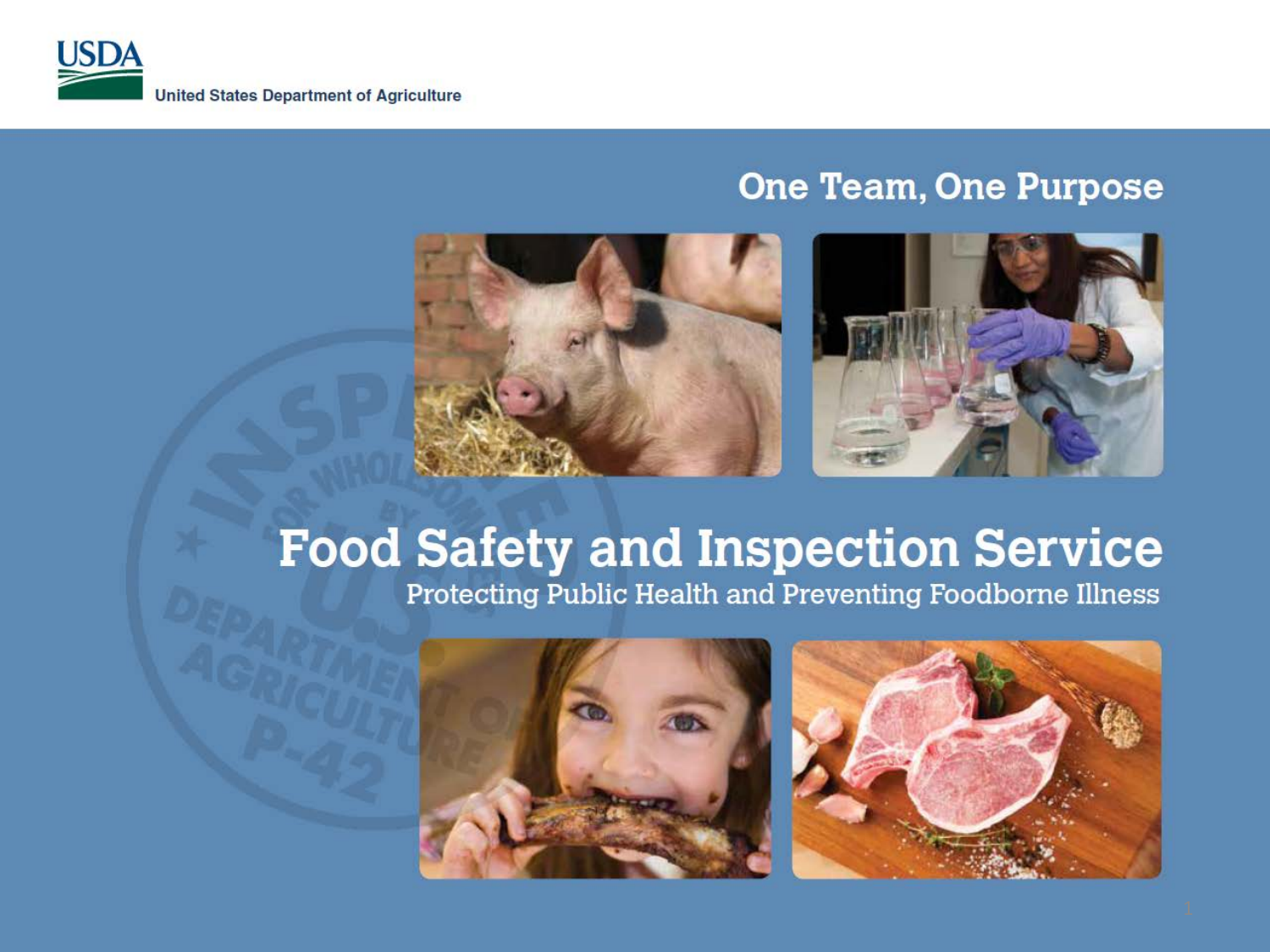USDA

United States Department of Agriculture

## One Team, One Purpose

# Food Safety and Inspection Service

Protecting Public Health and Preventing Foodborne Illness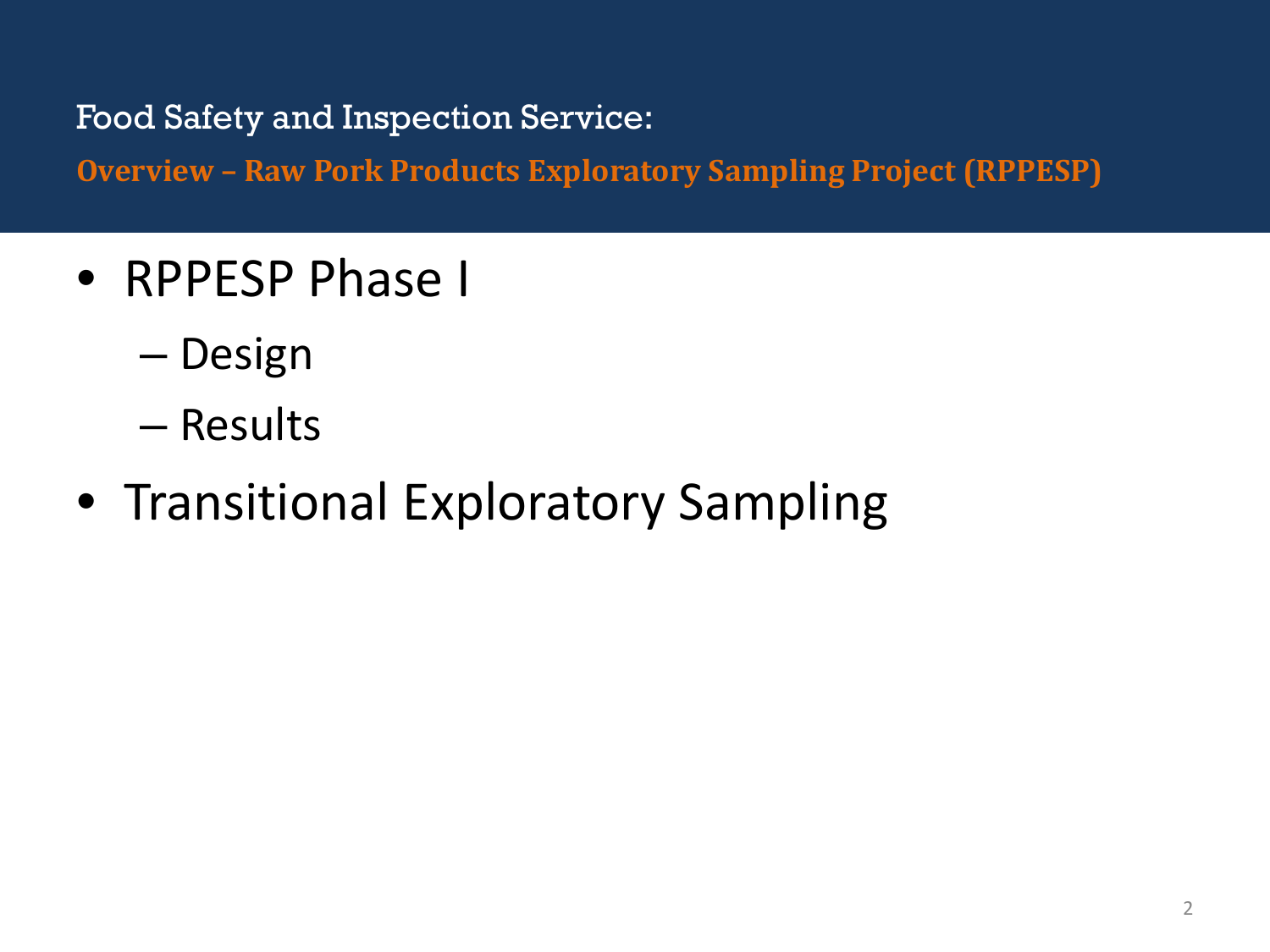Food Safety and Inspection Service:

## Overview – Raw Pork Products Exploratory Sampling Project (RPPESP)

- RPPESP Phase I
  - Design
  - Results
- Transitional Exploratory Sampling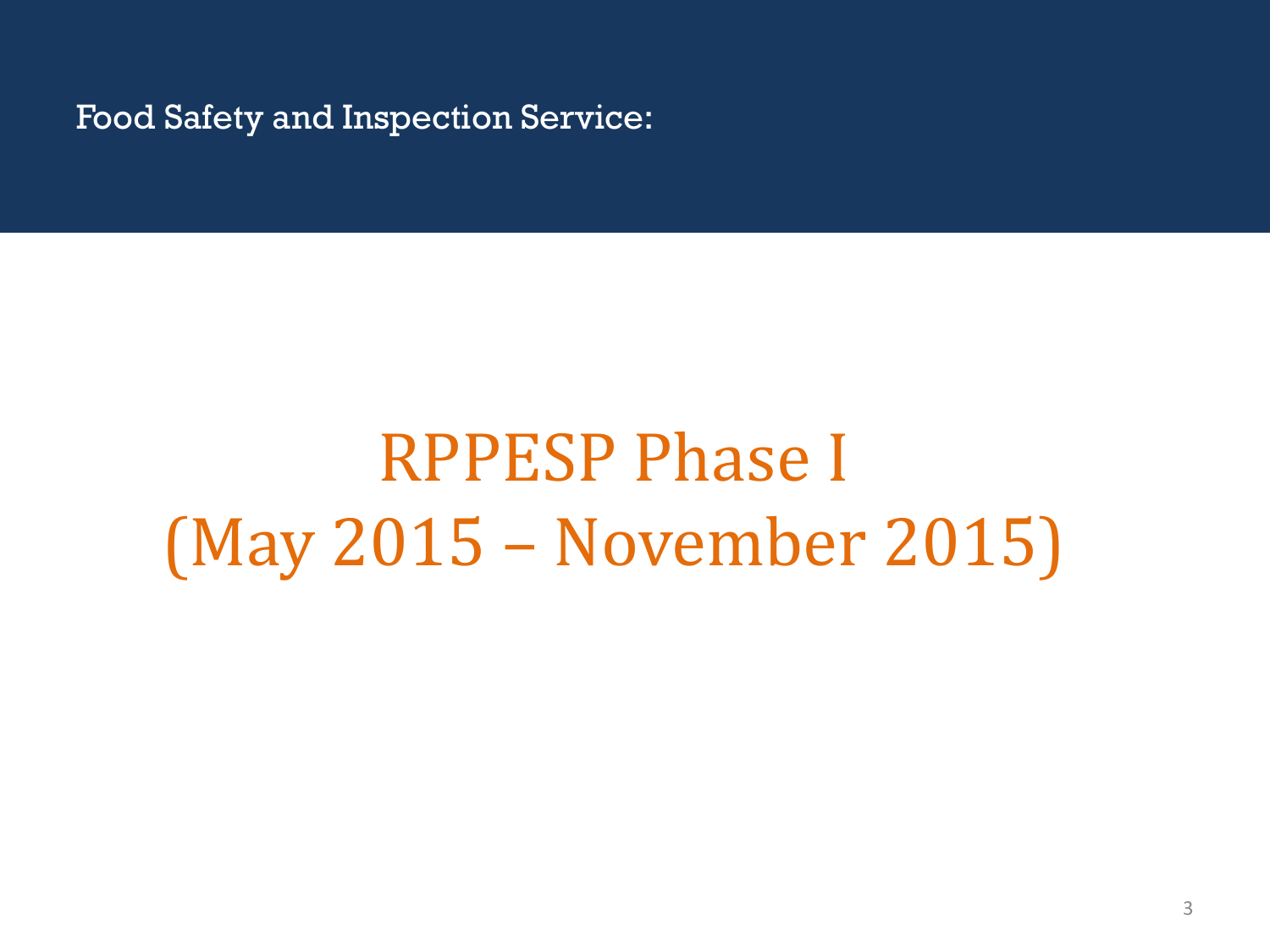Food Safety and Inspection Service:

# RPPESP Phase I (May 2015 – November 2015)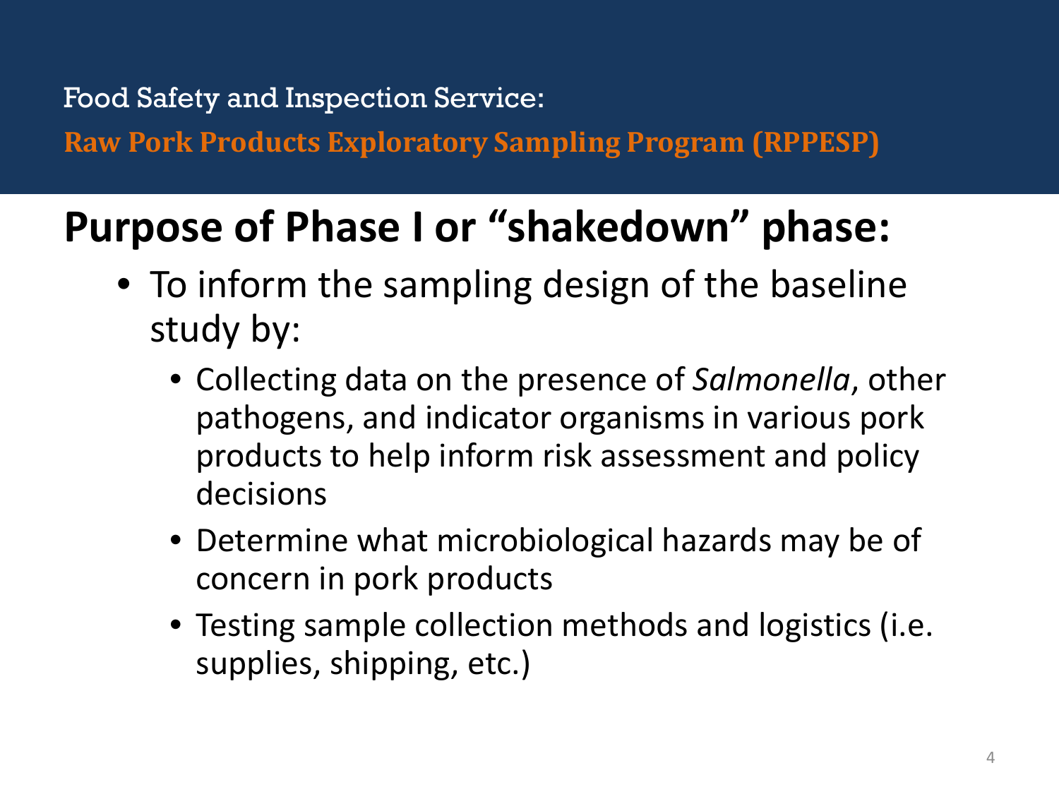Food Safety and Inspection Service:

**Raw Pork Products Exploratory Sampling Program (RPPESP)**

# Purpose of Phase I or "shakedown" phase:

- To inform the sampling design of the baseline study by:
  - Collecting data on the presence of *Salmonella*, other pathogens, and indicator organisms in various pork products to help inform risk assessment and policy decisions
  - Determine what microbiological hazards may be of concern in pork products
  - Testing sample collection methods and logistics (i.e. supplies, shipping, etc.)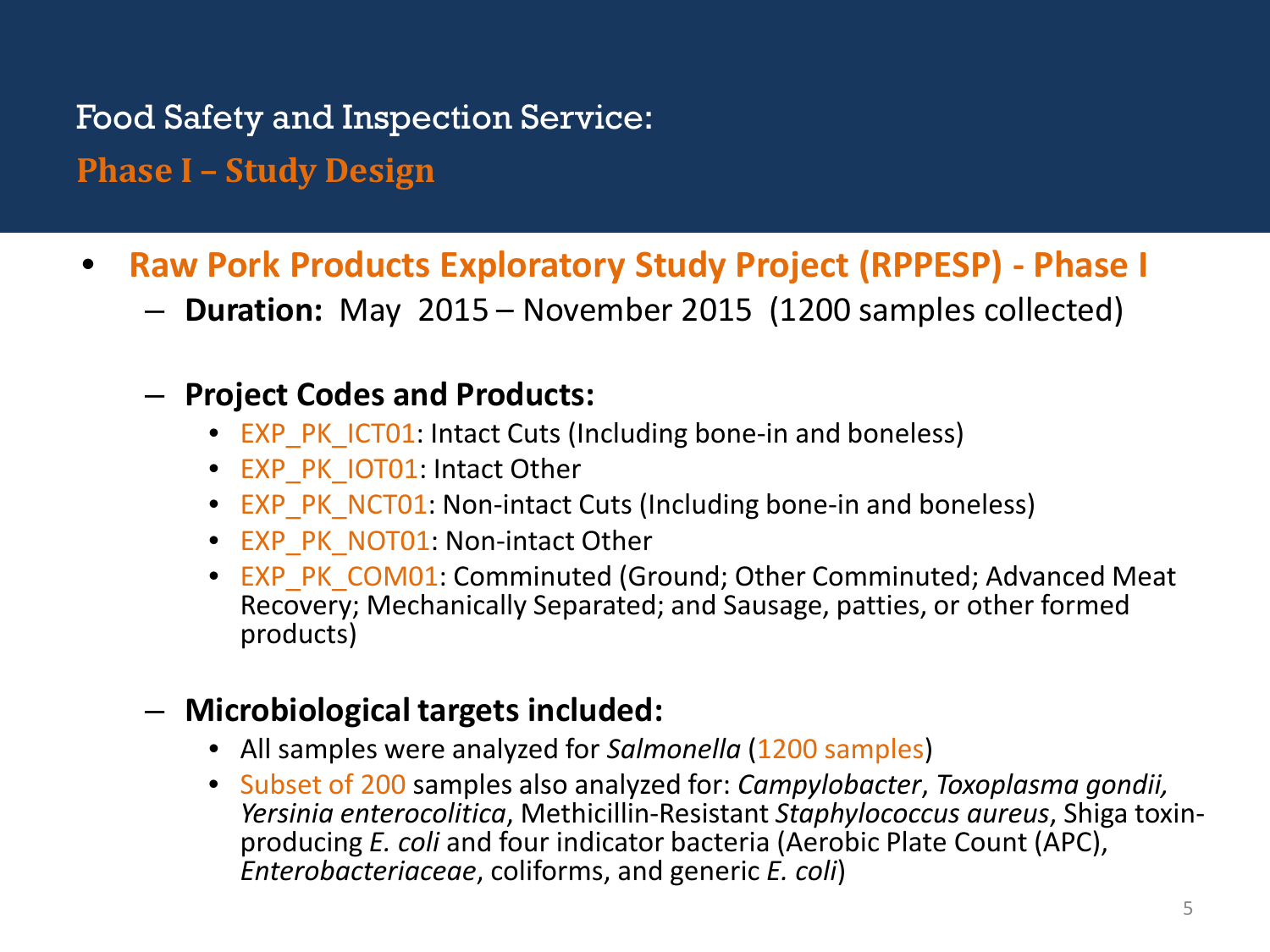## Food Safety and Inspection Service:

### Phase I – Study Design

- **Raw Pork Products Exploratory Study Project (RPPESP) - Phase I**
  - **Duration:** May 2015 – November 2015 (1200 samples collected)
  - **Project Codes and Products:**
    - EXP_PK_ICT01: Intact Cuts (Including bone-in and boneless)
    - EXP_PK_IOT01: Intact Other
    - EXP_PK_NCT01: Non-intact Cuts (Including bone-in and boneless)
    - EXP_PK_NOT01: Non-intact Other
    - EXP_PK_COM01: Comminuted (Ground; Other Comminuted; Advanced Meat Recovery; Mechanically Separated; and Sausage, patties, or other formed products)
  - **Microbiological targets included:**
    - All samples were analyzed for *Salmonella* (1200 samples)
    - Subset of 200 samples also analyzed for: *Campylobacter*, *Toxoplasma gondii, Yersinia enterocolitica*, Methicillin-Resistant *Staphylococcus aureus*, Shiga toxin-producing *E. coli* and four indicator bacteria (Aerobic Plate Count (APC), *Enterobacteriaceae*, coliforms, and generic *E. coli*)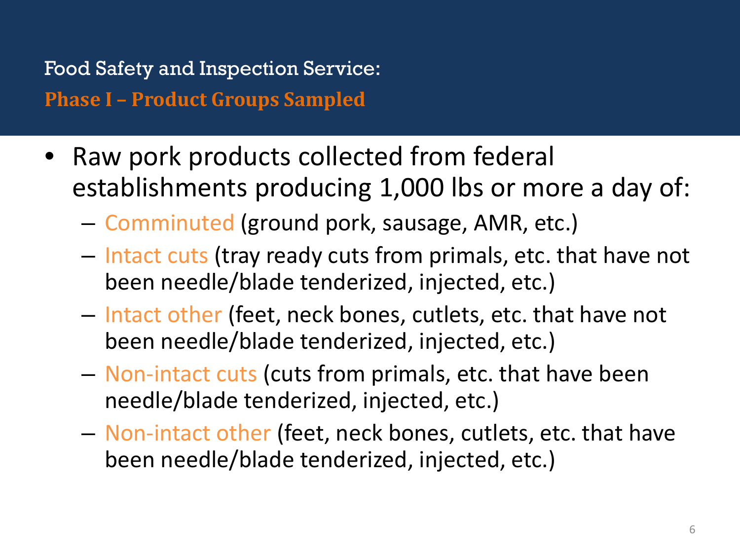## Food Safety and Inspection Service:

### Phase I – Product Groups Sampled

- Raw pork products collected from federal establishments producing 1,000 lbs or more a day of:
  - Comminuted (ground pork, sausage, AMR, etc.)
  - Intact cuts (tray ready cuts from primals, etc. that have not been needle/blade tenderized, injected, etc.)
  - Intact other (feet, neck bones, cutlets, etc. that have not been needle/blade tenderized, injected, etc.)
  - Non-intact cuts (cuts from primals, etc. that have been needle/blade tenderized, injected, etc.)
  - Non-intact other (feet, neck bones, cutlets, etc. that have been needle/blade tenderized, injected, etc.)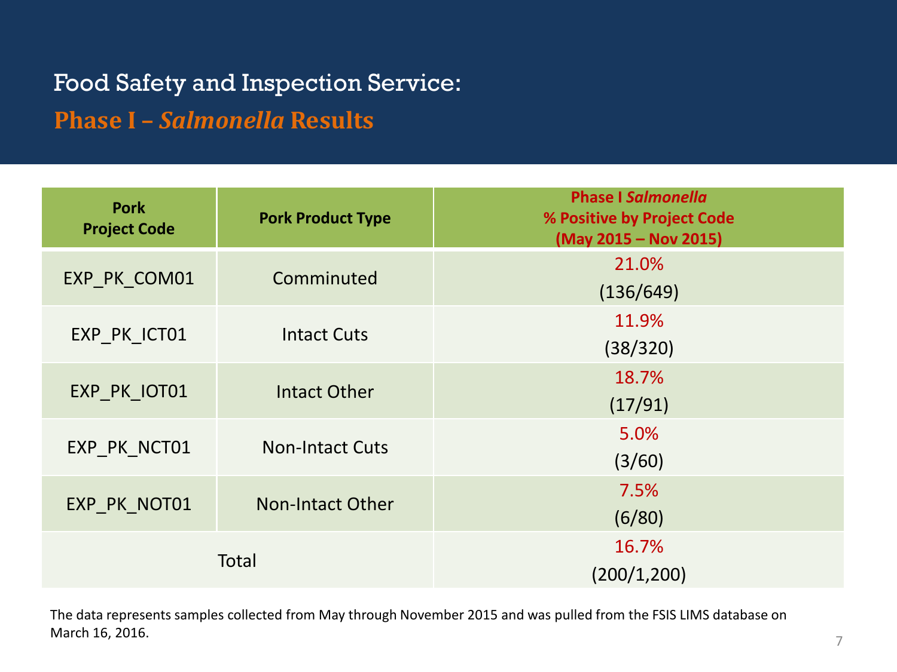# Food Safety and Inspection Service:

## Phase I – *Salmonella* Results

| Pork Project Code | Pork Product Type | Phase I *Salmonella* % Positive by Project Code (May 2015 – Nov 2015) |
|---|---|---|
| EXP_PK_COM01 | Comminuted | 21.0% (136/649) |
| EXP_PK_ICT01 | Intact Cuts | 11.9% (38/320) |
| EXP_PK_IOT01 | Intact Other | 18.7% (17/91) |
| EXP_PK_NCT01 | Non-Intact Cuts | 5.0% (3/60) |
| EXP_PK_NOT01 | Non-Intact Other | 7.5% (6/80) |
| Total | | 16.7% (200/1,200) |

The data represents samples collected from May through November 2015 and was pulled from the FSIS LIMS database on March 16, 2016.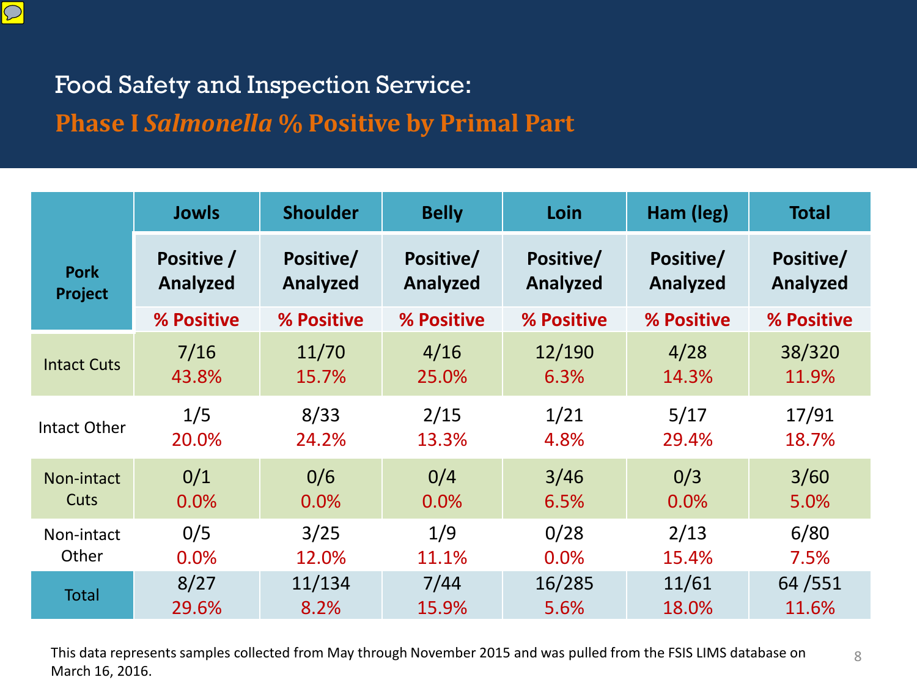# Food Safety and Inspection Service:

## Phase I *Salmonella* % Positive by Primal Part

| Pork Project | Jowls | Shoulder | Belly | Loin | Ham (leg) | Total |
|---|---|---|---|---|---|---|
| | Positive / Analyzed | Positive/ Analyzed | Positive/ Analyzed | Positive/ Analyzed | Positive/ Analyzed | Positive/ Analyzed |
| | % Positive | % Positive | % Positive | % Positive | % Positive | % Positive |
| Intact Cuts | 7/16<br>43.8% | 11/70<br>15.7% | 4/16<br>25.0% | 12/190<br>6.3% | 4/28<br>14.3% | 38/320<br>11.9% |
| Intact Other | 1/5<br>20.0% | 8/33<br>24.2% | 2/15<br>13.3% | 1/21<br>4.8% | 5/17<br>29.4% | 17/91<br>18.7% |
| Non-intact Cuts | 0/1<br>0.0% | 0/6<br>0.0% | 0/4<br>0.0% | 3/46<br>6.5% | 0/3<br>0.0% | 3/60<br>5.0% |
| Non-intact Other | 0/5<br>0.0% | 3/25<br>12.0% | 1/9<br>11.1% | 0/28<br>0.0% | 2/13<br>15.4% | 6/80<br>7.5% |
| Total | 8/27<br>29.6% | 11/134<br>8.2% | 7/44<br>15.9% | 16/285<br>5.6% | 11/61<br>18.0% | 64 /551<br>11.6% |

This data represents samples collected from May through November 2015 and was pulled from the FSIS LIMS database on March 16, 2016.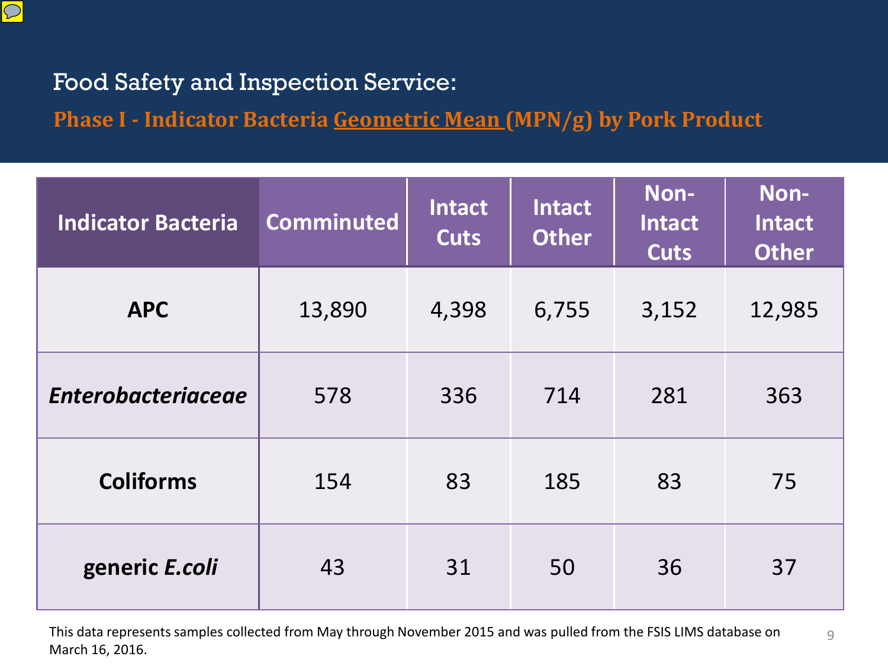## Food Safety and Inspection Service:

### Phase I - Indicator Bacteria Geometric Mean (MPN/g) by Pork Product

| Indicator Bacteria | Comminuted | Intact Cuts | Intact Other | Non-Intact Cuts | Non-Intact Other |
|---|---|---|---|---|---|
| **APC** | 13,890 | 4,398 | 6,755 | 3,152 | 12,985 |
| ***Enterobacteriaceae*** | 578 | 336 | 714 | 281 | 363 |
| **Coliforms** | 154 | 83 | 185 | 83 | 75 |
| **generic *E.coli*** | 43 | 31 | 50 | 36 | 37 |

This data represents samples collected from May through November 2015 and was pulled from the FSIS LIMS database on March 16, 2016.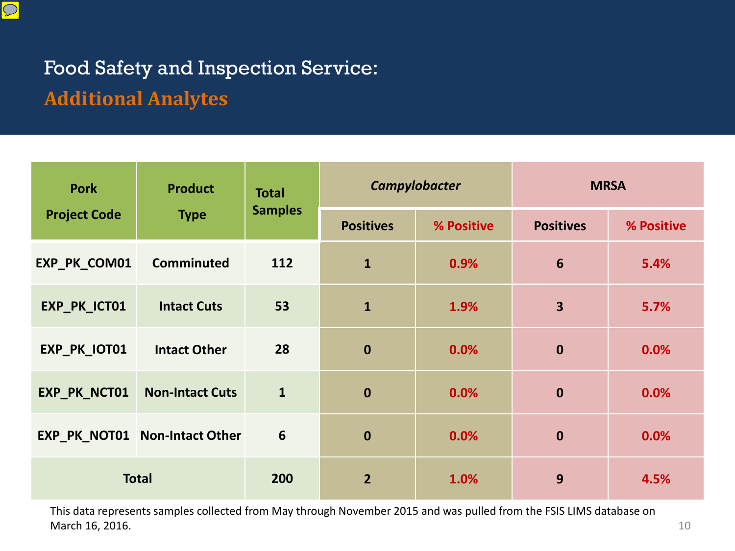# Food Safety and Inspection Service:

## Additional Analytes

| Pork Project Code | Product Type | Total Samples | *Campylobacter* | | MRSA | |
|---|---|---|---|---|---|---|
| | | | Positives | % Positive | Positives | % Positive |
| EXP_PK_COM01 | Comminuted | 112 | 1 | 0.9% | 6 | 5.4% |
| EXP_PK_ICT01 | Intact Cuts | 53 | 1 | 1.9% | 3 | 5.7% |
| EXP_PK_IOT01 | Intact Other | 28 | 0 | 0.0% | 0 | 0.0% |
| EXP_PK_NCT01 | Non-Intact Cuts | 1 | 0 | 0.0% | 0 | 0.0% |
| EXP_PK_NOT01 | Non-Intact Other | 6 | 0 | 0.0% | 0 | 0.0% |
| Total | | 200 | 2 | 1.0% | 9 | 4.5% |

This data represents samples collected from May through November 2015 and was pulled from the FSIS LIMS database on March 16, 2016.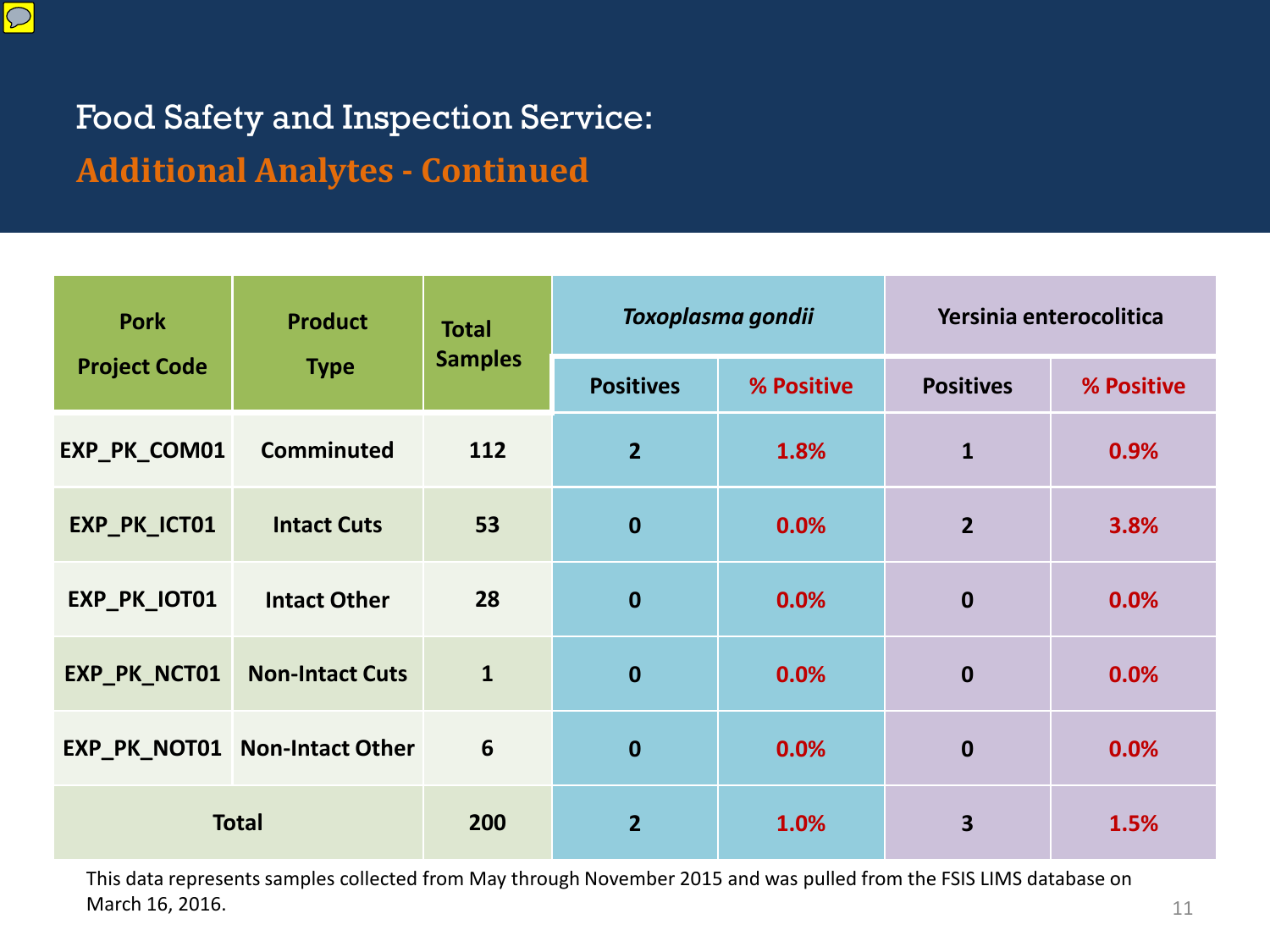# Food Safety and Inspection Service:

## Additional Analytes - Continued

| Pork Project Code | Product Type | Total Samples | *Toxoplasma gondii* | | Yersinia enterocolitica | |
|---|---|---|---|---|---|---|
| | | | Positives | % Positive | Positives | % Positive |
| EXP_PK_COM01 | Comminuted | 112 | 2 | 1.8% | 1 | 0.9% |
| EXP_PK_ICT01 | Intact Cuts | 53 | 0 | 0.0% | 2 | 3.8% |
| EXP_PK_IOT01 | Intact Other | 28 | 0 | 0.0% | 0 | 0.0% |
| EXP_PK_NCT01 | Non-Intact Cuts | 1 | 0 | 0.0% | 0 | 0.0% |
| EXP_PK_NOT01 | Non-Intact Other | 6 | 0 | 0.0% | 0 | 0.0% |
| Total | | 200 | 2 | 1.0% | 3 | 1.5% |

This data represents samples collected from May through November 2015 and was pulled from the FSIS LIMS database on March 16, 2016.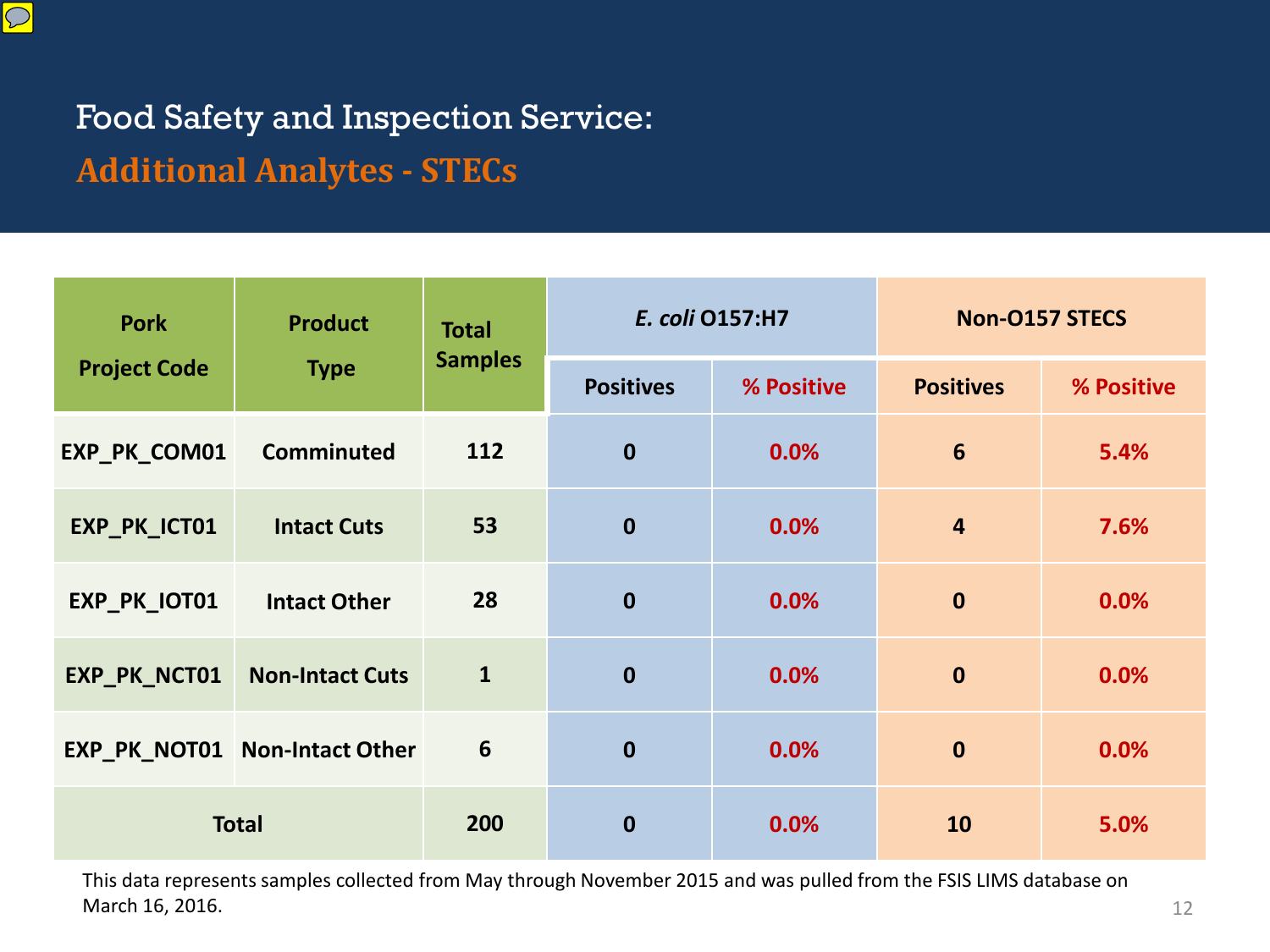# Food Safety and Inspection Service:

## Additional Analytes - STECs

| Pork Project Code | Product Type | Total Samples | *E. coli* O157:H7 | | Non-O157 STECS | |
|---|---|---|---|---|---|---|
| | | | Positives | % Positive | Positives | % Positive |
| EXP_PK_COM01 | Comminuted | 112 | 0 | 0.0% | 6 | 5.4% |
| EXP_PK_ICT01 | Intact Cuts | 53 | 0 | 0.0% | 4 | 7.6% |
| EXP_PK_IOT01 | Intact Other | 28 | 0 | 0.0% | 0 | 0.0% |
| EXP_PK_NCT01 | Non-Intact Cuts | 1 | 0 | 0.0% | 0 | 0.0% |
| EXP_PK_NOT01 | Non-Intact Other | 6 | 0 | 0.0% | 0 | 0.0% |
| Total | | 200 | 0 | 0.0% | 10 | 5.0% |

This data represents samples collected from May through November 2015 and was pulled from the FSIS LIMS database on March 16, 2016.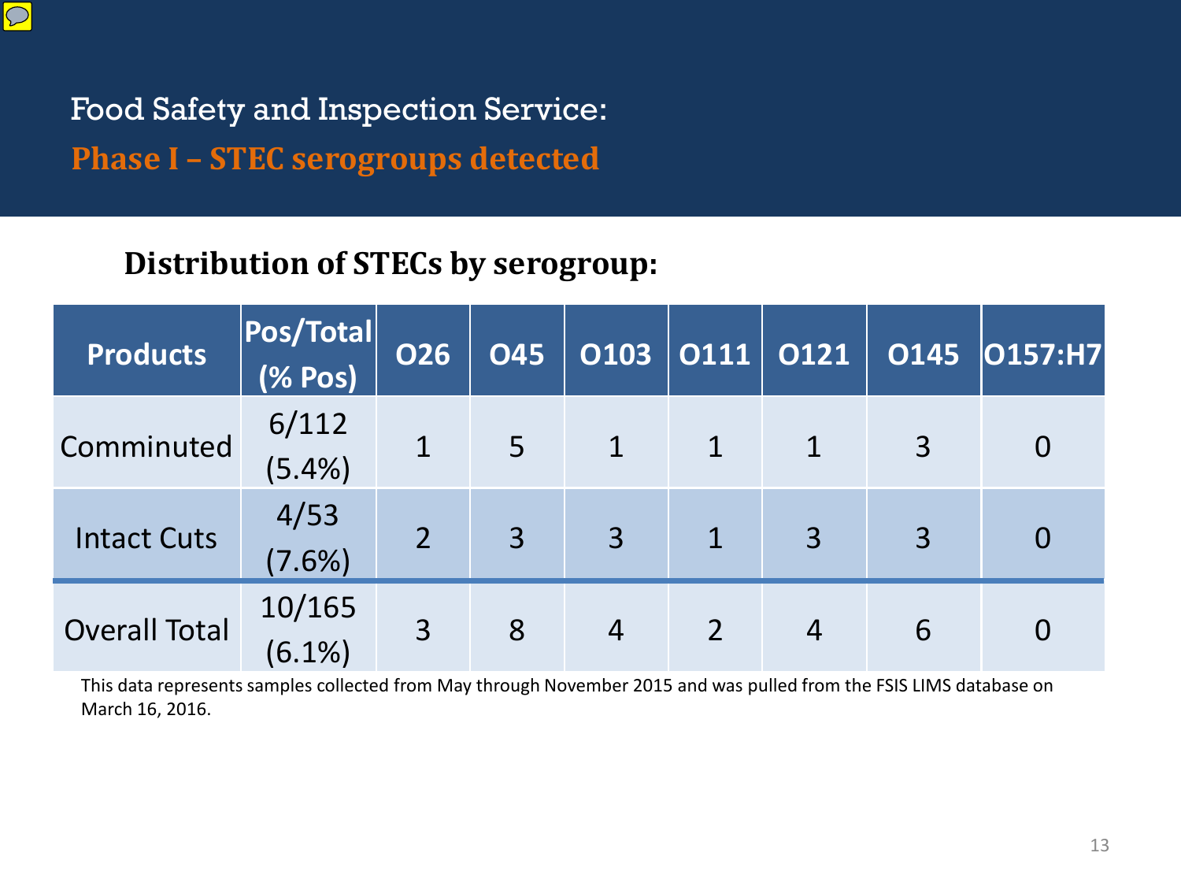# Food Safety and Inspection Service:

## Phase I – STEC serogroups detected

**Distribution of STECs by serogroup:**

| Products | Pos/Total (% Pos) | O26 | O45 | O103 | O111 | O121 | O145 | O157:H7 |
|---|---|---|---|---|---|---|---|---|
| Comminuted | 6/112 (5.4%) | 1 | 5 | 1 | 1 | 1 | 3 | 0 |
| Intact Cuts | 4/53 (7.6%) | 2 | 3 | 3 | 1 | 3 | 3 | 0 |
| Overall Total | 10/165 (6.1%) | 3 | 8 | 4 | 2 | 4 | 6 | 0 |

This data represents samples collected from May through November 2015 and was pulled from the FSIS LIMS database on March 16, 2016.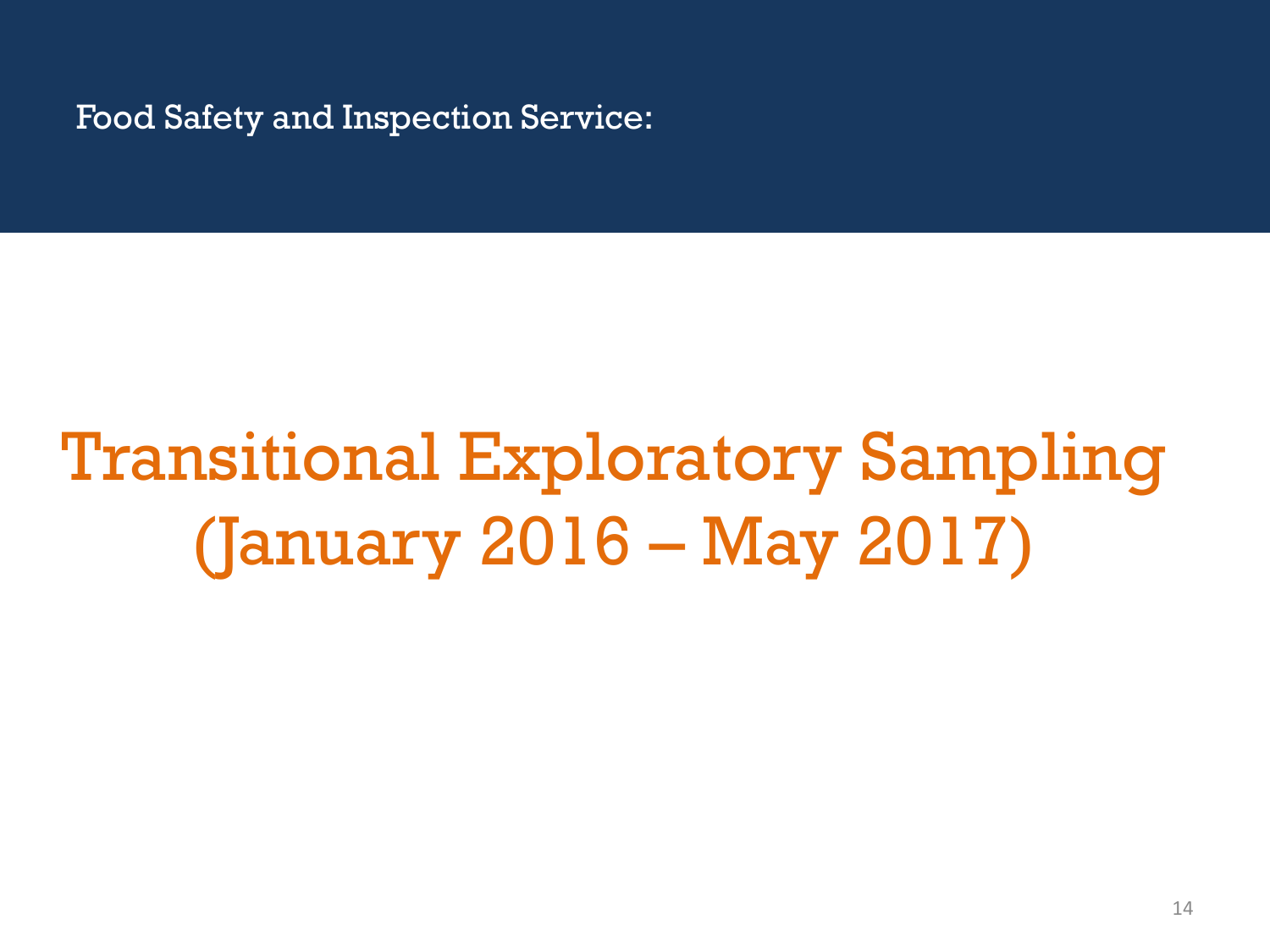Food Safety and Inspection Service:

# Transitional Exploratory Sampling (January 2016 – May 2017)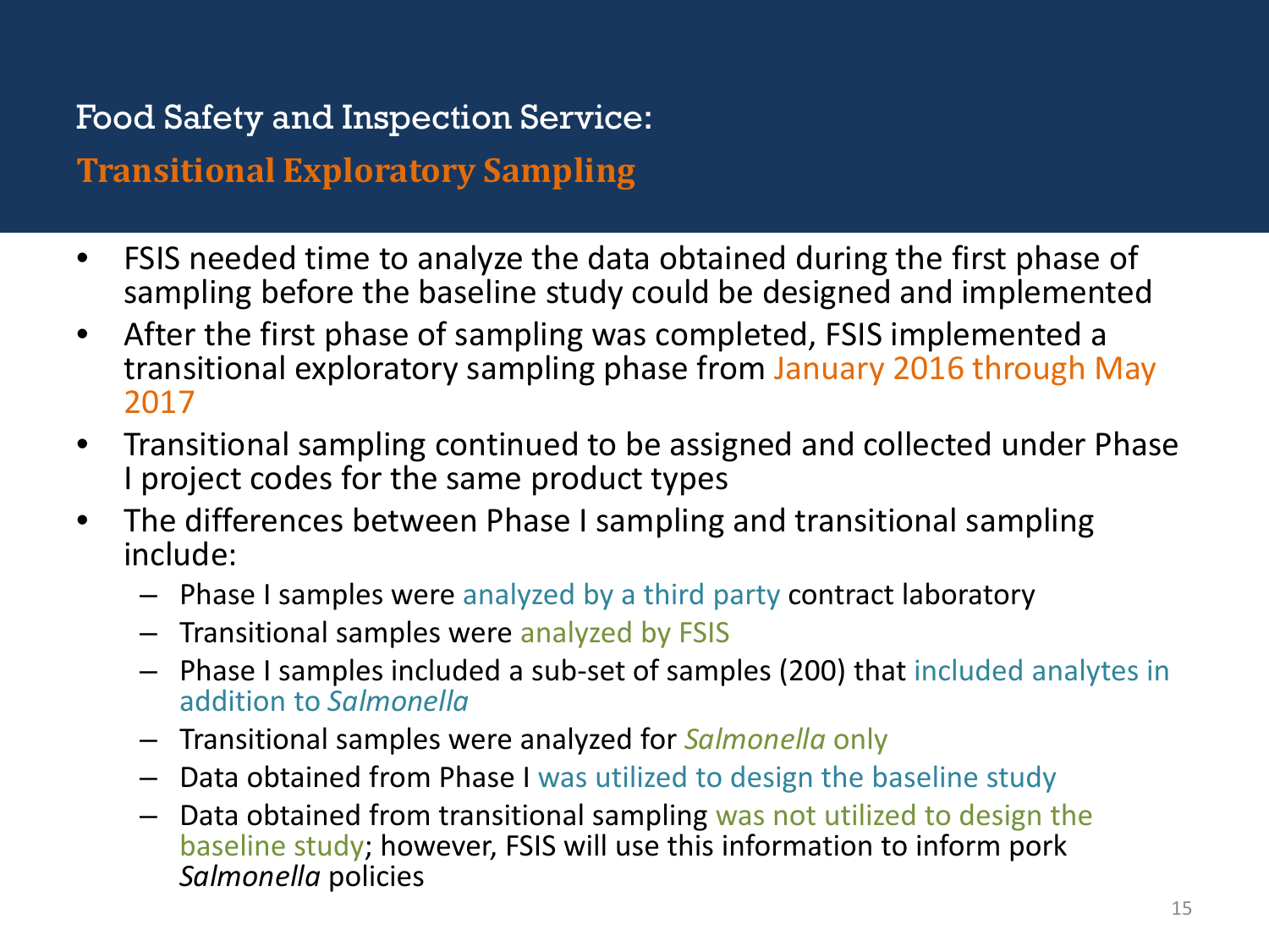## Food Safety and Inspection Service:

### **Transitional Exploratory Sampling**

- FSIS needed time to analyze the data obtained during the first phase of sampling before the baseline study could be designed and implemented
- After the first phase of sampling was completed, FSIS implemented a transitional exploratory sampling phase from January 2016 through May 2017
- Transitional sampling continued to be assigned and collected under Phase I project codes for the same product types
- The differences between Phase I sampling and transitional sampling include:
  - Phase I samples were analyzed by a third party contract laboratory
  - Transitional samples were analyzed by FSIS
  - Phase I samples included a sub-set of samples (200) that included analytes in addition to *Salmonella*
  - Transitional samples were analyzed for *Salmonella* only
  - Data obtained from Phase I was utilized to design the baseline study
  - Data obtained from transitional sampling was not utilized to design the baseline study; however, FSIS will use this information to inform pork *Salmonella* policies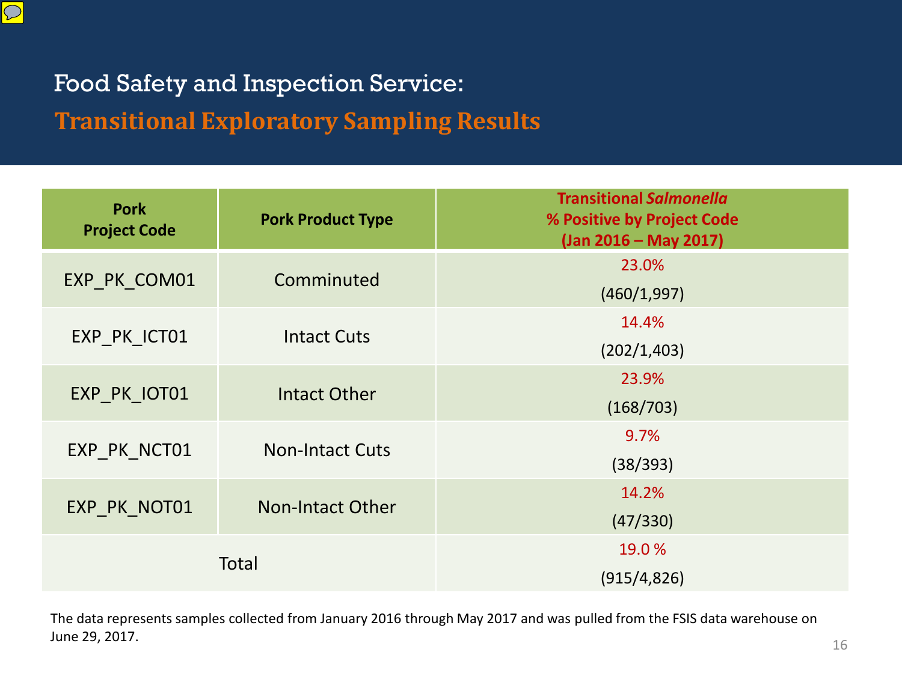# Food Safety and Inspection Service:

## Transitional Exploratory Sampling Results

| Pork Project Code | Pork Product Type | Transitional *Salmonella* % Positive by Project Code (Jan 2016 – May 2017) |
|---|---|---|
| EXP_PK_COM01 | Comminuted | 23.0% (460/1,997) |
| EXP_PK_ICT01 | Intact Cuts | 14.4% (202/1,403) |
| EXP_PK_IOT01 | Intact Other | 23.9% (168/703) |
| EXP_PK_NCT01 | Non-Intact Cuts | 9.7% (38/393) |
| EXP_PK_NOT01 | Non-Intact Other | 14.2% (47/330) |
| Total | | 19.0 % (915/4,826) |

The data represents samples collected from January 2016 through May 2017 and was pulled from the FSIS data warehouse on June 29, 2017.